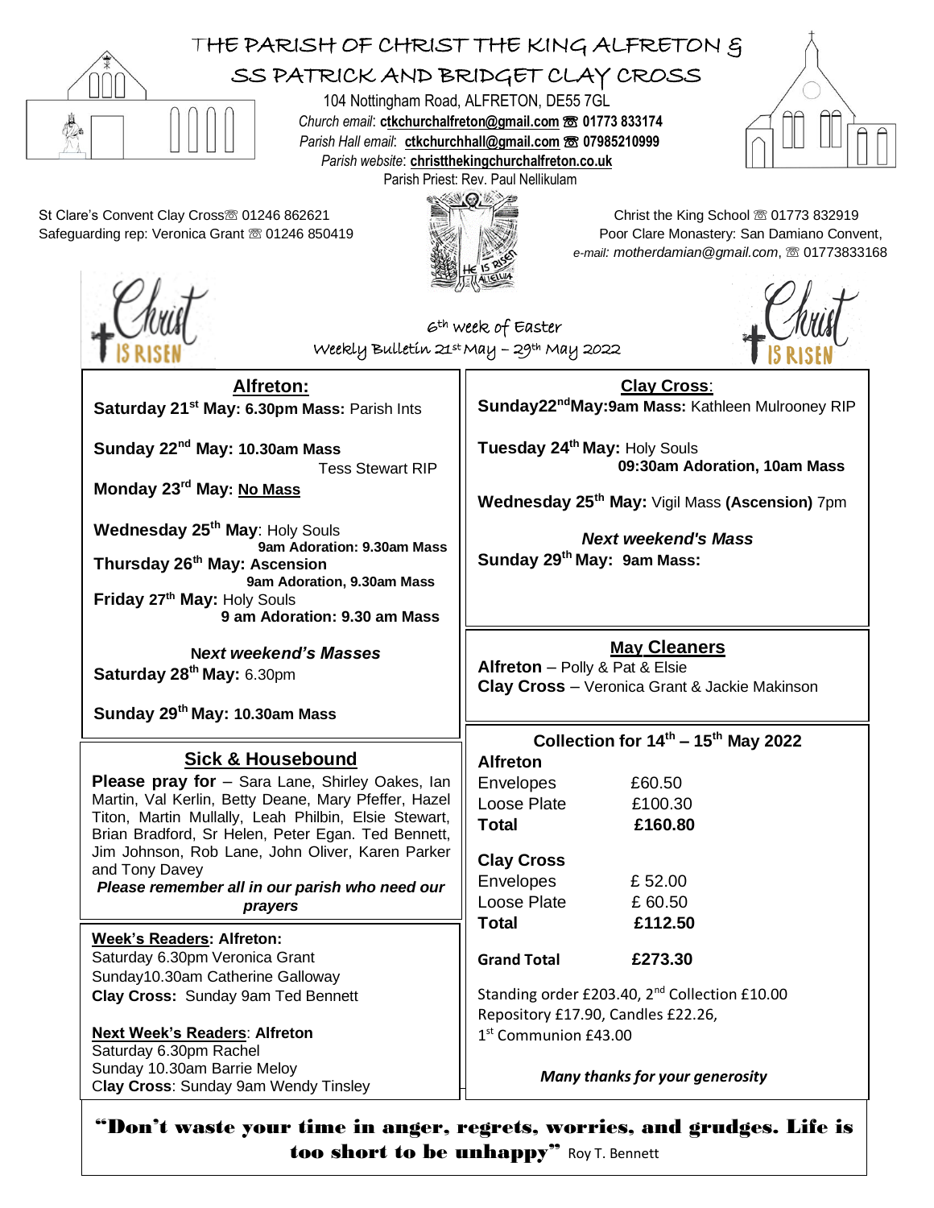# THE PARISH OF CHRIST THE KING ALFRETON & SS PATRICK AND BRIDGET CLAY CROSS

104 Nottingham Road, ALFRETON, DE55 7GL
*Church email*: **ctkchurchalfreton@gmail.com** ☏ **01773 833174**
*Parish Hall email*: **ctkchurchhall@gmail.com** ☏ **07985210999**
*Parish website*: **christthekingchurchalfreton.co.uk**
Parish Priest: Rev. Paul Nellikulam

St Clare's Convent Clay Cross☏ 01246 862621
Safeguarding rep: Veronica Grant ☏ 01246 850419

Christ the King School ☏ 01773 832919
Poor Clare Monastery: San Damiano Convent, *e-mail: motherdamian@gmail.com*, ☏ 01773833168

Christ IS RISEN

6th week of Easter
Weekly Bulletin 21st May – 29th May 2022

## Alfreton:

**Saturday 21st May: 6.30pm Mass:** Parish Ints

**Sunday 22nd May: 10.30am Mass** Tess Stewart RIP

**Monday 23rd May: No Mass**

**Wednesday 25th May**: Holy Souls **9am Adoration: 9.30am Mass**

**Thursday 26th May: Ascension** **9am Adoration, 9.30am Mass**

**Friday 27th May:** Holy Souls **9 am Adoration: 9.30 am Mass**

***Next weekend's Masses***

**Saturday 28th May:** 6.30pm

**Sunday 29th May: 10.30am Mass**

## Clay Cross:

**Sunday22ndMay:9am Mass:** Kathleen Mulrooney RIP

**Tuesday 24th May:** Holy Souls **09:30am Adoration, 10am Mass**

**Wednesday 25th May:** Vigil Mass **(Ascension)** 7pm

***Next weekend's Mass***

**Sunday 29th May: 9am Mass:**

## May Cleaners

**Alfreton** – Polly & Pat & Elsie
**Clay Cross** – Veronica Grant & Jackie Makinson

## Sick & Housebound

**Please pray for** – Sara Lane, Shirley Oakes, Ian Martin, Val Kerlin, Betty Deane, Mary Pfeffer, Hazel Titon, Martin Mullally, Leah Philbin, Elsie Stewart, Brian Bradford, Sr Helen, Peter Egan. Ted Bennett, Jim Johnson, Rob Lane, John Oliver, Karen Parker and Tony Davey

***Please remember all in our parish who need our prayers***

## Collection for 14th – 15th May 2022

**Alfreton**

| | |
|---|---|
| Envelopes | £60.50 |
| Loose Plate | £100.30 |
| **Total** | **£160.80** |

**Clay Cross**

| | |
|---|---|
| Envelopes | £ 52.00 |
| Loose Plate | £ 60.50 |
| **Total** | **£112.50** |
| **Grand Total** | **£273.30** |

Standing order £203.40, 2nd Collection £10.00
Repository £17.90, Candles £22.26,
1st Communion £43.00

***Many thanks for your generosity***

**Week's Readers: Alfreton:**
Saturday 6.30pm Veronica Grant
Sunday10.30am Catherine Galloway
**Clay Cross:** Sunday 9am Ted Bennett

**Next Week's Readers**: **Alfreton**
Saturday 6.30pm Rachel
Sunday 10.30am Barrie Meloy
**Clay Cross**: Sunday 9am Wendy Tinsley

**"Don't waste your time in anger, regrets, worries, and grudges. Life is too short to be unhappy"** Roy T. Bennett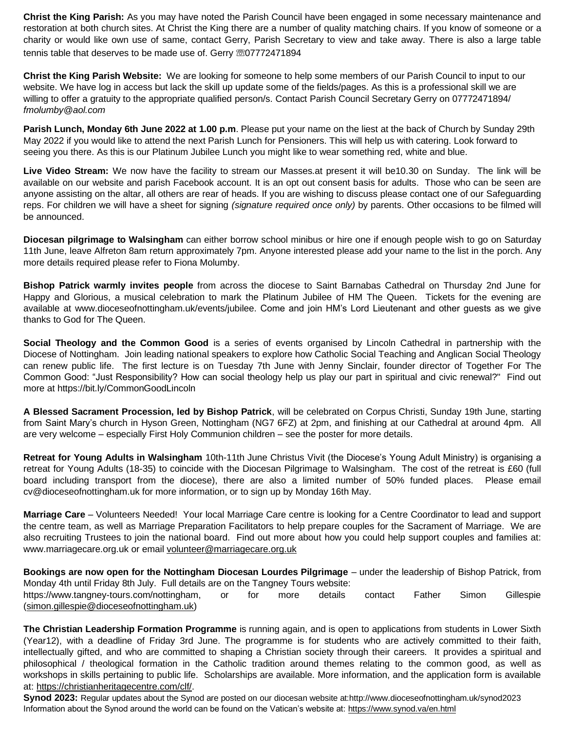**Christ the King Parish:** As you may have noted the Parish Council have been engaged in some necessary maintenance and restoration at both church sites. At Christ the King there are a number of quality matching chairs. If you know of someone or a charity or would like own use of same, contact Gerry, Parish Secretary to view and take away. There is also a large table tennis table that deserves to be made use of. Gerry ☏07772471894

**Christ the King Parish Website:** We are looking for someone to help some members of our Parish Council to input to our website. We have log in access but lack the skill up update some of the fields/pages. As this is a professional skill we are willing to offer a gratuity to the appropriate qualified person/s. Contact Parish Council Secretary Gerry on 07772471894/ *fmolumby@aol.com*

**Parish Lunch, Monday 6th June 2022 at 1.00 p.m**. Please put your name on the liest at the back of Church by Sunday 29th May 2022 if you would like to attend the next Parish Lunch for Pensioners. This will help us with catering. Look forward to seeing you there. As this is our Platinum Jubilee Lunch you might like to wear something red, white and blue.

**Live Video Stream:** We now have the facility to stream our Masses.at present it will be10.30 on Sunday. The link will be available on our website and parish Facebook account. It is an opt out consent basis for adults. Those who can be seen are anyone assisting on the altar, all others are rear of heads. If you are wishing to discuss please contact one of our Safeguarding reps. For children we will have a sheet for signing *(signature required once only)* by parents. Other occasions to be filmed will be announced.

**Diocesan pilgrimage to Walsingham** can either borrow school minibus or hire one if enough people wish to go on Saturday 11th June, leave Alfreton 8am return approximately 7pm. Anyone interested please add your name to the list in the porch. Any more details required please refer to Fiona Molumby.

**Bishop Patrick warmly invites people** from across the diocese to Saint Barnabas Cathedral on Thursday 2nd June for Happy and Glorious, a musical celebration to mark the Platinum Jubilee of HM The Queen. Tickets for the evening are available at www.dioceseofnottingham.uk/events/jubilee. Come and join HM's Lord Lieutenant and other guests as we give thanks to God for The Queen.

**Social Theology and the Common Good** is a series of events organised by Lincoln Cathedral in partnership with the Diocese of Nottingham. Join leading national speakers to explore how Catholic Social Teaching and Anglican Social Theology can renew public life. The first lecture is on Tuesday 7th June with Jenny Sinclair, founder director of Together For The Common Good: "Just Responsibility? How can social theology help us play our part in spiritual and civic renewal?" Find out more at https://bit.ly/CommonGoodLincoln

**A Blessed Sacrament Procession, led by Bishop Patrick**, will be celebrated on Corpus Christi, Sunday 19th June, starting from Saint Mary's church in Hyson Green, Nottingham (NG7 6FZ) at 2pm, and finishing at our Cathedral at around 4pm. All are very welcome – especially First Holy Communion children – see the poster for more details.

**Retreat for Young Adults in Walsingham** 10th-11th June Christus Vivit (the Diocese's Young Adult Ministry) is organising a retreat for Young Adults (18-35) to coincide with the Diocesan Pilgrimage to Walsingham. The cost of the retreat is £60 (full board including transport from the diocese), there are also a limited number of 50% funded places. Please email cv@dioceseofnottingham.uk for more information, or to sign up by Monday 16th May.

**Marriage Care** – Volunteers Needed! Your local Marriage Care centre is looking for a Centre Coordinator to lead and support the centre team, as well as Marriage Preparation Facilitators to help prepare couples for the Sacrament of Marriage. We are also recruiting Trustees to join the national board. Find out more about how you could help support couples and families at: www.marriagecare.org.uk or email volunteer@marriagecare.org.uk

**Bookings are now open for the Nottingham Diocesan Lourdes Pilgrimage** – under the leadership of Bishop Patrick, from Monday 4th until Friday 8th July. Full details are on the Tangney Tours website: https://www.tangney-tours.com/nottingham, or for more details contact Father Simon Gillespie (simon.gillespie@dioceseofnottingham.uk)

**The Christian Leadership Formation Programme** is running again, and is open to applications from students in Lower Sixth (Year12), with a deadline of Friday 3rd June. The programme is for students who are actively committed to their faith, intellectually gifted, and who are committed to shaping a Christian society through their careers. It provides a spiritual and philosophical / theological formation in the Catholic tradition around themes relating to the common good, as well as workshops in skills pertaining to public life. Scholarships are available. More information, and the application form is available at: https://christianheritagecentre.com/clf/.

**Synod 2023:** Regular updates about the Synod are posted on our diocesan website at:http://www.dioceseofnottingham.uk/synod2023 Information about the Synod around the world can be found on the Vatican's website at: https://www.synod.va/en.html